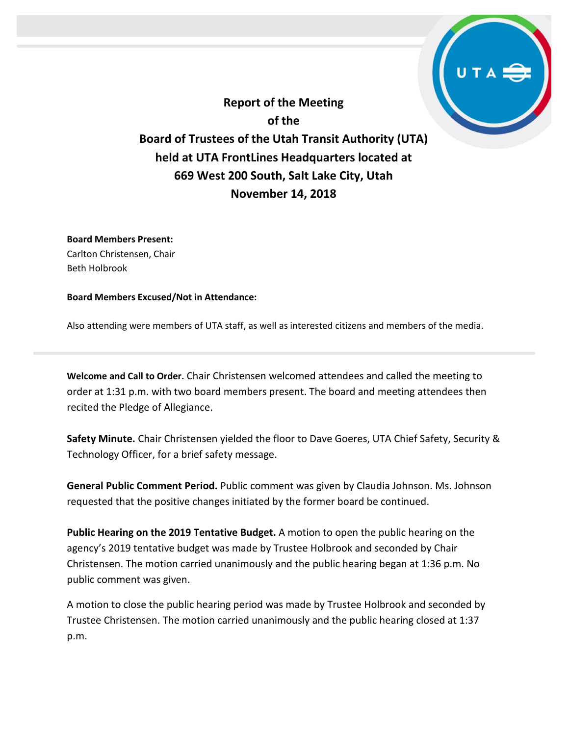# Report of the Meeting of the Board of Trustees of the Utah Transit Authority (UTA) held at UTA FrontLines Headquarters located at 669 West 200 South, Salt Lake City, Utah November 14, 2018

**Board Members Present:**
Carlton Christensen, Chair
Beth Holbrook

**Board Members Excused/Not in Attendance:**

Also attending were members of UTA staff, as well as interested citizens and members of the media.

**Welcome and Call to Order.** Chair Christensen welcomed attendees and called the meeting to order at 1:31 p.m. with two board members present. The board and meeting attendees then recited the Pledge of Allegiance.

**Safety Minute.** Chair Christensen yielded the floor to Dave Goeres, UTA Chief Safety, Security & Technology Officer, for a brief safety message.

**General Public Comment Period.** Public comment was given by Claudia Johnson. Ms. Johnson requested that the positive changes initiated by the former board be continued.

**Public Hearing on the 2019 Tentative Budget.** A motion to open the public hearing on the agency's 2019 tentative budget was made by Trustee Holbrook and seconded by Chair Christensen. The motion carried unanimously and the public hearing began at 1:36 p.m. No public comment was given.

A motion to close the public hearing period was made by Trustee Holbrook and seconded by Trustee Christensen. The motion carried unanimously and the public hearing closed at 1:37 p.m.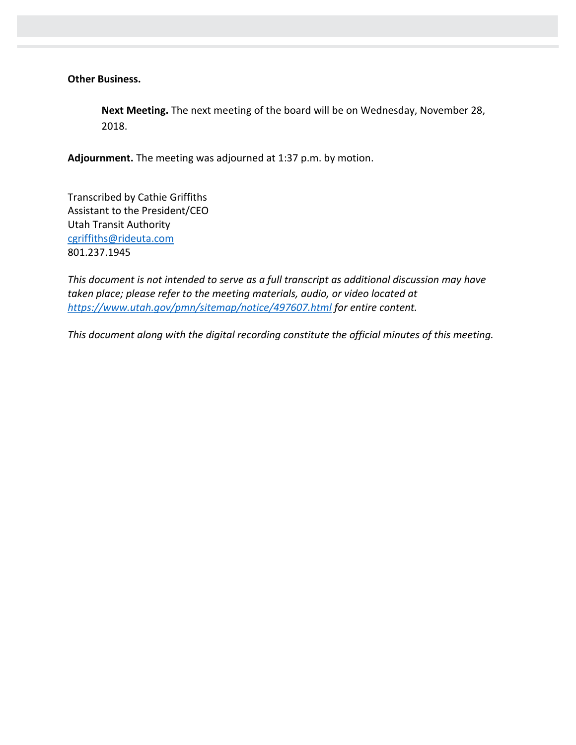**Other Business.**

**Next Meeting.** The next meeting of the board will be on Wednesday, November 28, 2018.

**Adjournment.** The meeting was adjourned at 1:37 p.m. by motion.

Transcribed by Cathie Griffiths
Assistant to the President/CEO
Utah Transit Authority
cgriffiths@rideuta.com
801.237.1945

*This document is not intended to serve as a full transcript as additional discussion may have taken place; please refer to the meeting materials, audio, or video located at https://www.utah.gov/pmn/sitemap/notice/497607.html for entire content.*

*This document along with the digital recording constitute the official minutes of this meeting.*